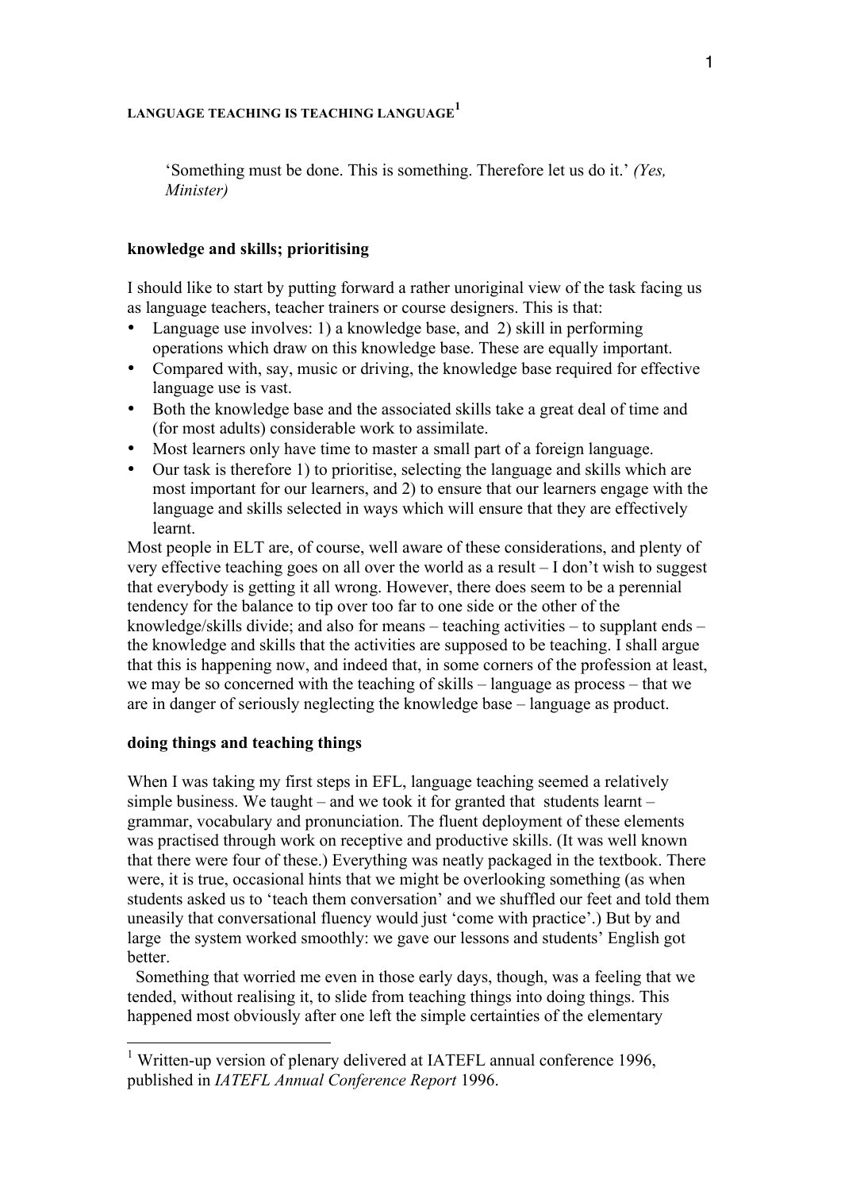# LANGUAGE TEACHING IS TEACHING LANGUAGE[1]

> 'Something must be done. This is something. Therefore let us do it.' *(Yes, Minister)*

## knowledge and skills; prioritising

I should like to start by putting forward a rather unoriginal view of the task facing us as language teachers, teacher trainers or course designers. This is that:

- Language use involves: 1) a knowledge base, and 2) skill in performing operations which draw on this knowledge base. These are equally important.
- Compared with, say, music or driving, the knowledge base required for effective language use is vast.
- Both the knowledge base and the associated skills take a great deal of time and (for most adults) considerable work to assimilate.
- Most learners only have time to master a small part of a foreign language.
- Our task is therefore 1) to prioritise, selecting the language and skills which are most important for our learners, and 2) to ensure that our learners engage with the language and skills selected in ways which will ensure that they are effectively learnt.

Most people in ELT are, of course, well aware of these considerations, and plenty of very effective teaching goes on all over the world as a result – I don't wish to suggest that everybody is getting it all wrong. However, there does seem to be a perennial tendency for the balance to tip over too far to one side or the other of the knowledge/skills divide; and also for means – teaching activities – to supplant ends – the knowledge and skills that the activities are supposed to be teaching. I shall argue that this is happening now, and indeed that, in some corners of the profession at least, we may be so concerned with the teaching of skills – language as process – that we are in danger of seriously neglecting the knowledge base – language as product.

## doing things and teaching things

When I was taking my first steps in EFL, language teaching seemed a relatively simple business. We taught – and we took it for granted that students learnt – grammar, vocabulary and pronunciation. The fluent deployment of these elements was practised through work on receptive and productive skills. (It was well known that there were four of these.) Everything was neatly packaged in the textbook. There were, it is true, occasional hints that we might be overlooking something (as when students asked us to 'teach them conversation' and we shuffled our feet and told them uneasily that conversational fluency would just 'come with practice'.) But by and large the system worked smoothly: we gave our lessons and students' English got better.

Something that worried me even in those early days, though, was a feeling that we tended, without realising it, to slide from teaching things into doing things. This happened most obviously after one left the simple certainties of the elementary

---

[1] Written-up version of plenary delivered at IATEFL annual conference 1996, published in *IATEFL Annual Conference Report* 1996.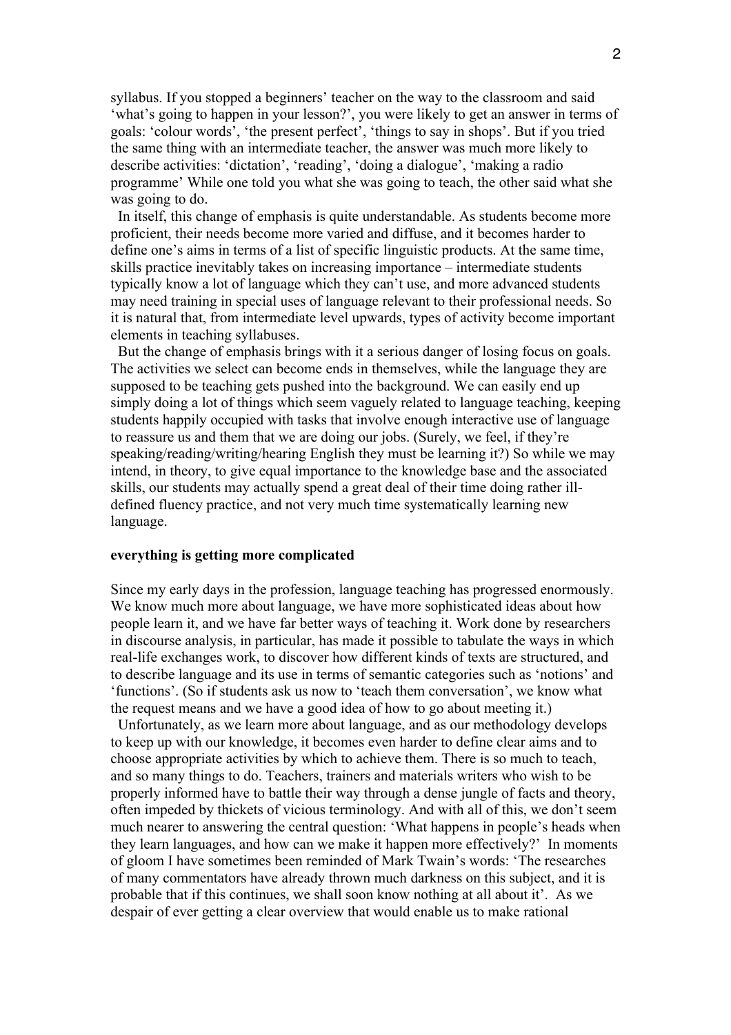syllabus. If you stopped a beginners' teacher on the way to the classroom and said 'what's going to happen in your lesson?', you were likely to get an answer in terms of goals: 'colour words', 'the present perfect', 'things to say in shops'. But if you tried the same thing with an intermediate teacher, the answer was much more likely to describe activities: 'dictation', 'reading', 'doing a dialogue', 'making a radio programme' While one told you what she was going to teach, the other said what she was going to do.

In itself, this change of emphasis is quite understandable. As students become more proficient, their needs become more varied and diffuse, and it becomes harder to define one's aims in terms of a list of specific linguistic products. At the same time, skills practice inevitably takes on increasing importance – intermediate students typically know a lot of language which they can't use, and more advanced students may need training in special uses of language relevant to their professional needs. So it is natural that, from intermediate level upwards, types of activity become important elements in teaching syllabuses.

But the change of emphasis brings with it a serious danger of losing focus on goals. The activities we select can become ends in themselves, while the language they are supposed to be teaching gets pushed into the background. We can easily end up simply doing a lot of things which seem vaguely related to language teaching, keeping students happily occupied with tasks that involve enough interactive use of language to reassure us and them that we are doing our jobs. (Surely, we feel, if they're speaking/reading/writing/hearing English they must be learning it?) So while we may intend, in theory, to give equal importance to the knowledge base and the associated skills, our students may actually spend a great deal of their time doing rather ill-defined fluency practice, and not very much time systematically learning new language.

**everything is getting more complicated**

Since my early days in the profession, language teaching has progressed enormously. We know much more about language, we have more sophisticated ideas about how people learn it, and we have far better ways of teaching it. Work done by researchers in discourse analysis, in particular, has made it possible to tabulate the ways in which real-life exchanges work, to discover how different kinds of texts are structured, and to describe language and its use in terms of semantic categories such as 'notions' and 'functions'. (So if students ask us now to 'teach them conversation', we know what the request means and we have a good idea of how to go about meeting it.)

Unfortunately, as we learn more about language, and as our methodology develops to keep up with our knowledge, it becomes even harder to define clear aims and to choose appropriate activities by which to achieve them. There is so much to teach, and so many things to do. Teachers, trainers and materials writers who wish to be properly informed have to battle their way through a dense jungle of facts and theory, often impeded by thickets of vicious terminology. And with all of this, we don't seem much nearer to answering the central question: 'What happens in people's heads when they learn languages, and how can we make it happen more effectively?' In moments of gloom I have sometimes been reminded of Mark Twain's words: 'The researches of many commentators have already thrown much darkness on this subject, and it is probable that if this continues, we shall soon know nothing at all about it'. As we despair of ever getting a clear overview that would enable us to make rational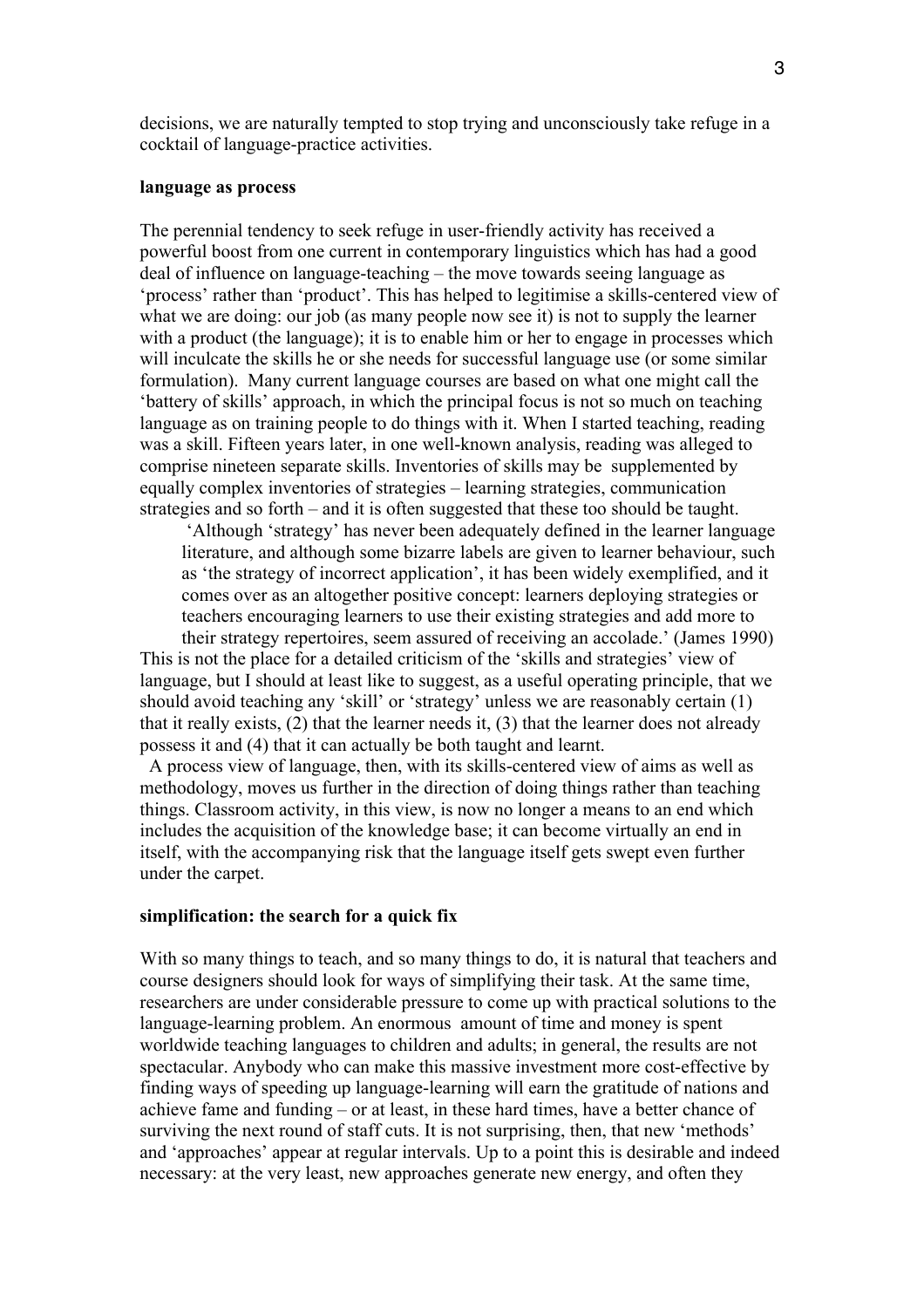decisions, we are naturally tempted to stop trying and unconsciously take refuge in a cocktail of language-practice activities.

**language as process**

The perennial tendency to seek refuge in user-friendly activity has received a powerful boost from one current in contemporary linguistics which has had a good deal of influence on language-teaching – the move towards seeing language as 'process' rather than 'product'. This has helped to legitimise a skills-centered view of what we are doing: our job (as many people now see it) is not to supply the learner with a product (the language); it is to enable him or her to engage in processes which will inculcate the skills he or she needs for successful language use (or some similar formulation). Many current language courses are based on what one might call the 'battery of skills' approach, in which the principal focus is not so much on teaching language as on training people to do things with it. When I started teaching, reading was a skill. Fifteen years later, in one well-known analysis, reading was alleged to comprise nineteen separate skills. Inventories of skills may be supplemented by equally complex inventories of strategies – learning strategies, communication strategies and so forth – and it is often suggested that these too should be taught.

> 'Although 'strategy' has never been adequately defined in the learner language literature, and although some bizarre labels are given to learner behaviour, such as 'the strategy of incorrect application', it has been widely exemplified, and it comes over as an altogether positive concept: learners deploying strategies or teachers encouraging learners to use their existing strategies and add more to their strategy repertoires, seem assured of receiving an accolade.' (James 1990)

This is not the place for a detailed criticism of the 'skills and strategies' view of language, but I should at least like to suggest, as a useful operating principle, that we should avoid teaching any 'skill' or 'strategy' unless we are reasonably certain (1) that it really exists, (2) that the learner needs it, (3) that the learner does not already possess it and (4) that it can actually be both taught and learnt.

A process view of language, then, with its skills-centered view of aims as well as methodology, moves us further in the direction of doing things rather than teaching things. Classroom activity, in this view, is now no longer a means to an end which includes the acquisition of the knowledge base; it can become virtually an end in itself, with the accompanying risk that the language itself gets swept even further under the carpet.

**simplification: the search for a quick fix**

With so many things to teach, and so many things to do, it is natural that teachers and course designers should look for ways of simplifying their task. At the same time, researchers are under considerable pressure to come up with practical solutions to the language-learning problem. An enormous amount of time and money is spent worldwide teaching languages to children and adults; in general, the results are not spectacular. Anybody who can make this massive investment more cost-effective by finding ways of speeding up language-learning will earn the gratitude of nations and achieve fame and funding – or at least, in these hard times, have a better chance of surviving the next round of staff cuts. It is not surprising, then, that new 'methods' and 'approaches' appear at regular intervals. Up to a point this is desirable and indeed necessary: at the very least, new approaches generate new energy, and often they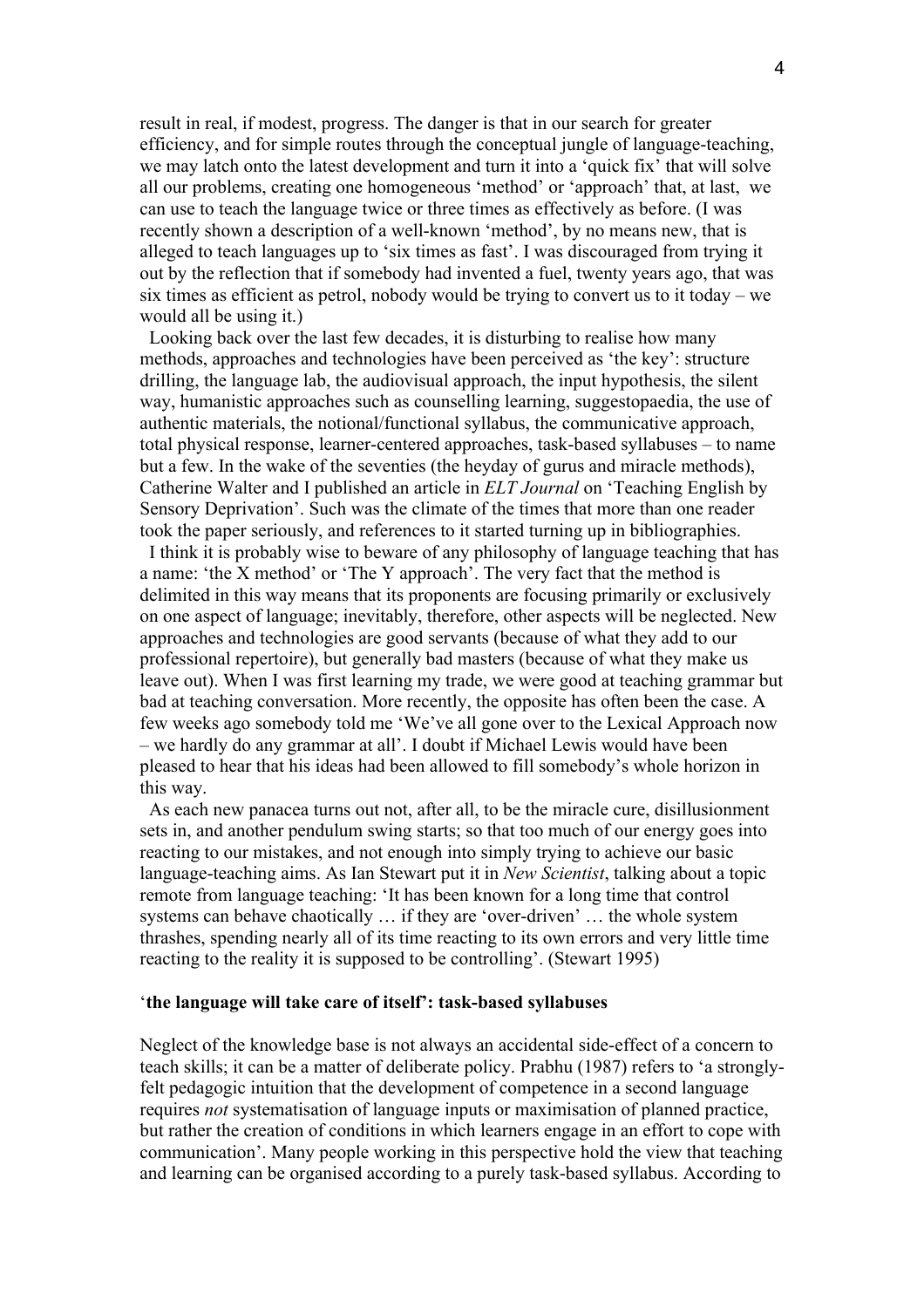result in real, if modest, progress. The danger is that in our search for greater efficiency, and for simple routes through the conceptual jungle of language-teaching, we may latch onto the latest development and turn it into a 'quick fix' that will solve all our problems, creating one homogeneous 'method' or 'approach' that, at last, we can use to teach the language twice or three times as effectively as before. (I was recently shown a description of a well-known 'method', by no means new, that is alleged to teach languages up to 'six times as fast'. I was discouraged from trying it out by the reflection that if somebody had invented a fuel, twenty years ago, that was six times as efficient as petrol, nobody would be trying to convert us to it today – we would all be using it.)

Looking back over the last few decades, it is disturbing to realise how many methods, approaches and technologies have been perceived as 'the key': structure drilling, the language lab, the audiovisual approach, the input hypothesis, the silent way, humanistic approaches such as counselling learning, suggestopaedia, the use of authentic materials, the notional/functional syllabus, the communicative approach, total physical response, learner-centered approaches, task-based syllabuses – to name but a few. In the wake of the seventies (the heyday of gurus and miracle methods), Catherine Walter and I published an article in *ELT Journal* on 'Teaching English by Sensory Deprivation'. Such was the climate of the times that more than one reader took the paper seriously, and references to it started turning up in bibliographies.

I think it is probably wise to beware of any philosophy of language teaching that has a name: 'the X method' or 'The Y approach'. The very fact that the method is delimited in this way means that its proponents are focusing primarily or exclusively on one aspect of language; inevitably, therefore, other aspects will be neglected. New approaches and technologies are good servants (because of what they add to our professional repertoire), but generally bad masters (because of what they make us leave out). When I was first learning my trade, we were good at teaching grammar but bad at teaching conversation. More recently, the opposite has often been the case. A few weeks ago somebody told me 'We've all gone over to the Lexical Approach now – we hardly do any grammar at all'. I doubt if Michael Lewis would have been pleased to hear that his ideas had been allowed to fill somebody's whole horizon in this way.

As each new panacea turns out not, after all, to be the miracle cure, disillusionment sets in, and another pendulum swing starts; so that too much of our energy goes into reacting to our mistakes, and not enough into simply trying to achieve our basic language-teaching aims. As Ian Stewart put it in *New Scientist*, talking about a topic remote from language teaching: 'It has been known for a long time that control systems can behave chaotically … if they are 'over-driven' … the whole system thrashes, spending nearly all of its time reacting to its own errors and very little time reacting to the reality it is supposed to be controlling'. (Stewart 1995)

### '**the language will take care of itself': task-based syllabuses**

Neglect of the knowledge base is not always an accidental side-effect of a concern to teach skills; it can be a matter of deliberate policy. Prabhu (1987) refers to 'a strongly-felt pedagogic intuition that the development of competence in a second language requires *not* systematisation of language inputs or maximisation of planned practice, but rather the creation of conditions in which learners engage in an effort to cope with communication'. Many people working in this perspective hold the view that teaching and learning can be organised according to a purely task-based syllabus. According to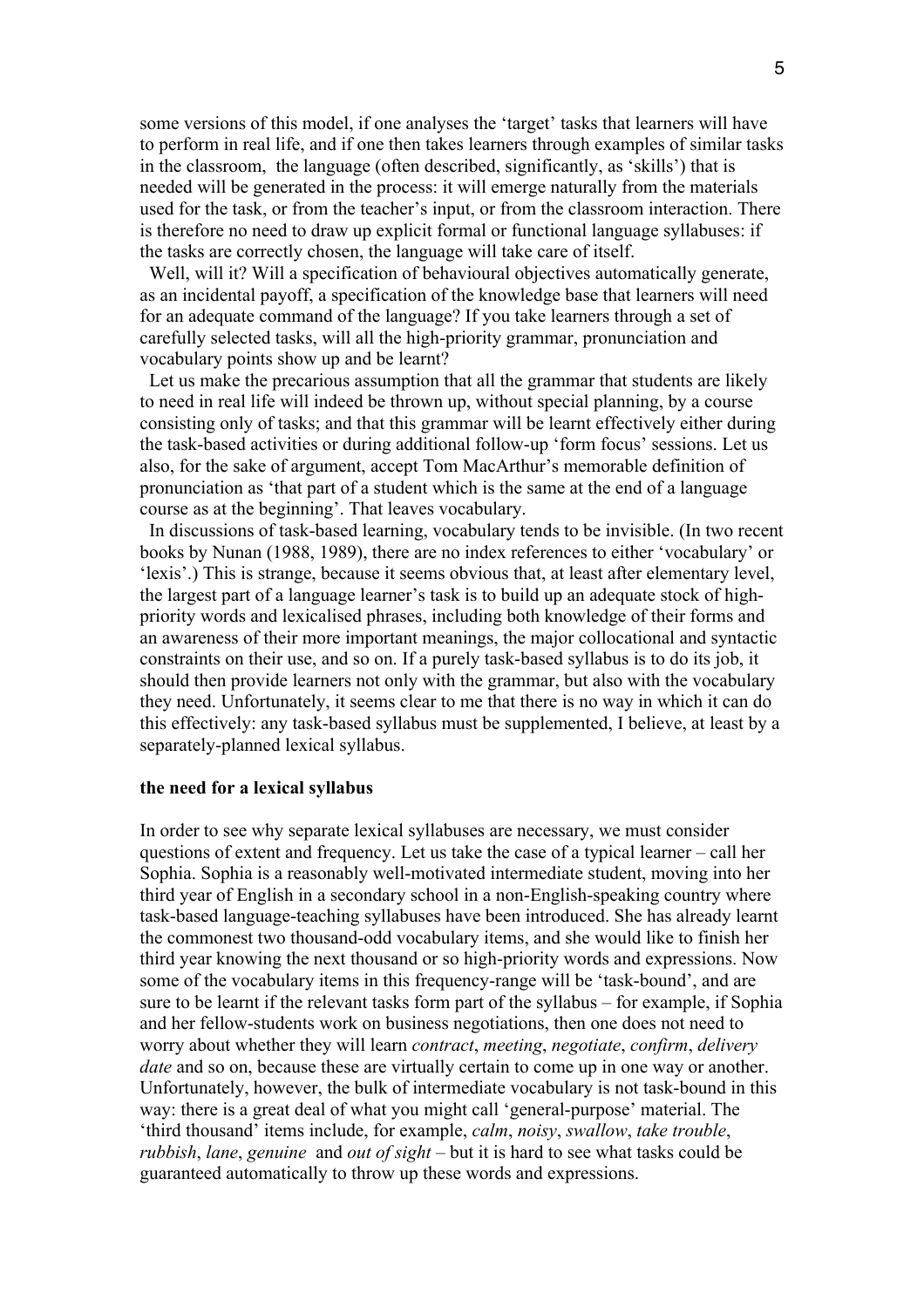some versions of this model, if one analyses the 'target' tasks that learners will have to perform in real life, and if one then takes learners through examples of similar tasks in the classroom, the language (often described, significantly, as 'skills') that is needed will be generated in the process: it will emerge naturally from the materials used for the task, or from the teacher's input, or from the classroom interaction. There is therefore no need to draw up explicit formal or functional language syllabuses: if the tasks are correctly chosen, the language will take care of itself.

Well, will it? Will a specification of behavioural objectives automatically generate, as an incidental payoff, a specification of the knowledge base that learners will need for an adequate command of the language? If you take learners through a set of carefully selected tasks, will all the high-priority grammar, pronunciation and vocabulary points show up and be learnt?

Let us make the precarious assumption that all the grammar that students are likely to need in real life will indeed be thrown up, without special planning, by a course consisting only of tasks; and that this grammar will be learnt effectively either during the task-based activities or during additional follow-up 'form focus' sessions. Let us also, for the sake of argument, accept Tom MacArthur's memorable definition of pronunciation as 'that part of a student which is the same at the end of a language course as at the beginning'. That leaves vocabulary.

In discussions of task-based learning, vocabulary tends to be invisible. (In two recent books by Nunan (1988, 1989), there are no index references to either 'vocabulary' or 'lexis'.) This is strange, because it seems obvious that, at least after elementary level, the largest part of a language learner's task is to build up an adequate stock of high-priority words and lexicalised phrases, including both knowledge of their forms and an awareness of their more important meanings, the major collocational and syntactic constraints on their use, and so on. If a purely task-based syllabus is to do its job, it should then provide learners not only with the grammar, but also with the vocabulary they need. Unfortunately, it seems clear to me that there is no way in which it can do this effectively: any task-based syllabus must be supplemented, I believe, at least by a separately-planned lexical syllabus.

**the need for a lexical syllabus**

In order to see why separate lexical syllabuses are necessary, we must consider questions of extent and frequency. Let us take the case of a typical learner – call her Sophia. Sophia is a reasonably well-motivated intermediate student, moving into her third year of English in a secondary school in a non-English-speaking country where task-based language-teaching syllabuses have been introduced. She has already learnt the commonest two thousand-odd vocabulary items, and she would like to finish her third year knowing the next thousand or so high-priority words and expressions. Now some of the vocabulary items in this frequency-range will be 'task-bound', and are sure to be learnt if the relevant tasks form part of the syllabus – for example, if Sophia and her fellow-students work on business negotiations, then one does not need to worry about whether they will learn *contract*, *meeting*, *negotiate*, *confirm*, *delivery date* and so on, because these are virtually certain to come up in one way or another. Unfortunately, however, the bulk of intermediate vocabulary is not task-bound in this way: there is a great deal of what you might call 'general-purpose' material. The 'third thousand' items include, for example, *calm*, *noisy*, *swallow*, *take trouble*, *rubbish*, *lane*, *genuine* and *out of sight* – but it is hard to see what tasks could be guaranteed automatically to throw up these words and expressions.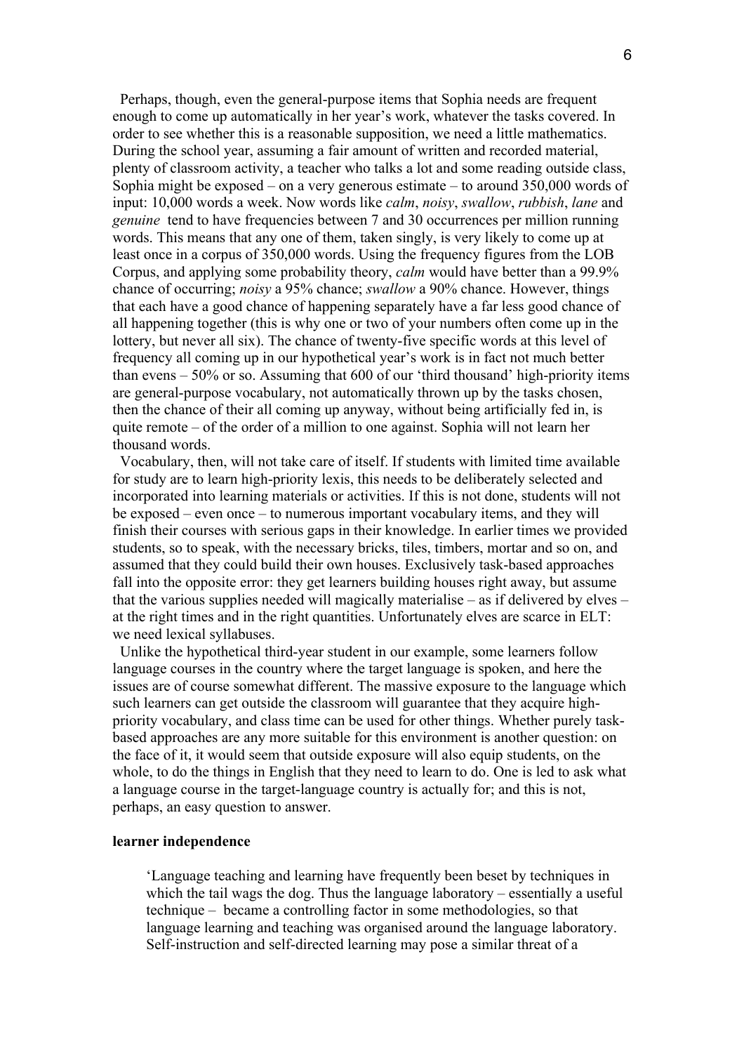Perhaps, though, even the general-purpose items that Sophia needs are frequent enough to come up automatically in her year's work, whatever the tasks covered. In order to see whether this is a reasonable supposition, we need a little mathematics. During the school year, assuming a fair amount of written and recorded material, plenty of classroom activity, a teacher who talks a lot and some reading outside class, Sophia might be exposed – on a very generous estimate – to around 350,000 words of input: 10,000 words a week. Now words like *calm*, *noisy*, *swallow*, *rubbish*, *lane* and *genuine* tend to have frequencies between 7 and 30 occurrences per million running words. This means that any one of them, taken singly, is very likely to come up at least once in a corpus of 350,000 words. Using the frequency figures from the LOB Corpus, and applying some probability theory, *calm* would have better than a 99.9% chance of occurring; *noisy* a 95% chance; *swallow* a 90% chance. However, things that each have a good chance of happening separately have a far less good chance of all happening together (this is why one or two of your numbers often come up in the lottery, but never all six). The chance of twenty-five specific words at this level of frequency all coming up in our hypothetical year's work is in fact not much better than evens – 50% or so. Assuming that 600 of our 'third thousand' high-priority items are general-purpose vocabulary, not automatically thrown up by the tasks chosen, then the chance of their all coming up anyway, without being artificially fed in, is quite remote – of the order of a million to one against. Sophia will not learn her thousand words.

Vocabulary, then, will not take care of itself. If students with limited time available for study are to learn high-priority lexis, this needs to be deliberately selected and incorporated into learning materials or activities. If this is not done, students will not be exposed – even once – to numerous important vocabulary items, and they will finish their courses with serious gaps in their knowledge. In earlier times we provided students, so to speak, with the necessary bricks, tiles, timbers, mortar and so on, and assumed that they could build their own houses. Exclusively task-based approaches fall into the opposite error: they get learners building houses right away, but assume that the various supplies needed will magically materialise – as if delivered by elves – at the right times and in the right quantities. Unfortunately elves are scarce in ELT: we need lexical syllabuses.

Unlike the hypothetical third-year student in our example, some learners follow language courses in the country where the target language is spoken, and here the issues are of course somewhat different. The massive exposure to the language which such learners can get outside the classroom will guarantee that they acquire high-priority vocabulary, and class time can be used for other things. Whether purely task-based approaches are any more suitable for this environment is another question: on the face of it, it would seem that outside exposure will also equip students, on the whole, to do the things in English that they need to learn to do. One is led to ask what a language course in the target-language country is actually for; and this is not, perhaps, an easy question to answer.

**learner independence**

> 'Language teaching and learning have frequently been beset by techniques in which the tail wags the dog. Thus the language laboratory – essentially a useful technique – became a controlling factor in some methodologies, so that language learning and teaching was organised around the language laboratory. Self-instruction and self-directed learning may pose a similar threat of a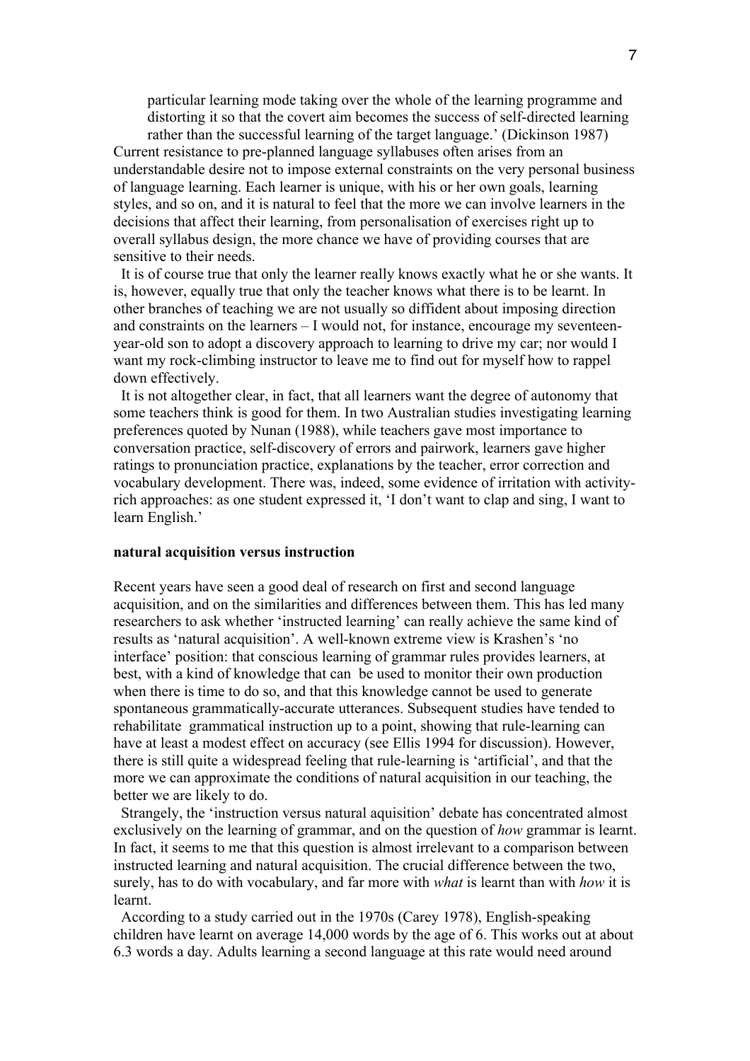particular learning mode taking over the whole of the learning programme and distorting it so that the covert aim becomes the success of self-directed learning rather than the successful learning of the target language.' (Dickinson 1987)

Current resistance to pre-planned language syllabuses often arises from an understandable desire not to impose external constraints on the very personal business of language learning. Each learner is unique, with his or her own goals, learning styles, and so on, and it is natural to feel that the more we can involve learners in the decisions that affect their learning, from personalisation of exercises right up to overall syllabus design, the more chance we have of providing courses that are sensitive to their needs.

It is of course true that only the learner really knows exactly what he or she wants. It is, however, equally true that only the teacher knows what there is to be learnt. In other branches of teaching we are not usually so diffident about imposing direction and constraints on the learners – I would not, for instance, encourage my seventeen-year-old son to adopt a discovery approach to learning to drive my car; nor would I want my rock-climbing instructor to leave me to find out for myself how to rappel down effectively.

It is not altogether clear, in fact, that all learners want the degree of autonomy that some teachers think is good for them. In two Australian studies investigating learning preferences quoted by Nunan (1988), while teachers gave most importance to conversation practice, self-discovery of errors and pairwork, learners gave higher ratings to pronunciation practice, explanations by the teacher, error correction and vocabulary development. There was, indeed, some evidence of irritation with activity-rich approaches: as one student expressed it, 'I don't want to clap and sing, I want to learn English.'

**natural acquisition versus instruction**

Recent years have seen a good deal of research on first and second language acquisition, and on the similarities and differences between them. This has led many researchers to ask whether 'instructed learning' can really achieve the same kind of results as 'natural acquisition'. A well-known extreme view is Krashen's 'no interface' position: that conscious learning of grammar rules provides learners, at best, with a kind of knowledge that can be used to monitor their own production when there is time to do so, and that this knowledge cannot be used to generate spontaneous grammatically-accurate utterances. Subsequent studies have tended to rehabilitate grammatical instruction up to a point, showing that rule-learning can have at least a modest effect on accuracy (see Ellis 1994 for discussion). However, there is still quite a widespread feeling that rule-learning is 'artificial', and that the more we can approximate the conditions of natural acquisition in our teaching, the better we are likely to do.

Strangely, the 'instruction versus natural aquisition' debate has concentrated almost exclusively on the learning of grammar, and on the question of *how* grammar is learnt. In fact, it seems to me that this question is almost irrelevant to a comparison between instructed learning and natural acquisition. The crucial difference between the two, surely, has to do with vocabulary, and far more with *what* is learnt than with *how* it is learnt.

According to a study carried out in the 1970s (Carey 1978), English-speaking children have learnt on average 14,000 words by the age of 6. This works out at about 6.3 words a day. Adults learning a second language at this rate would need around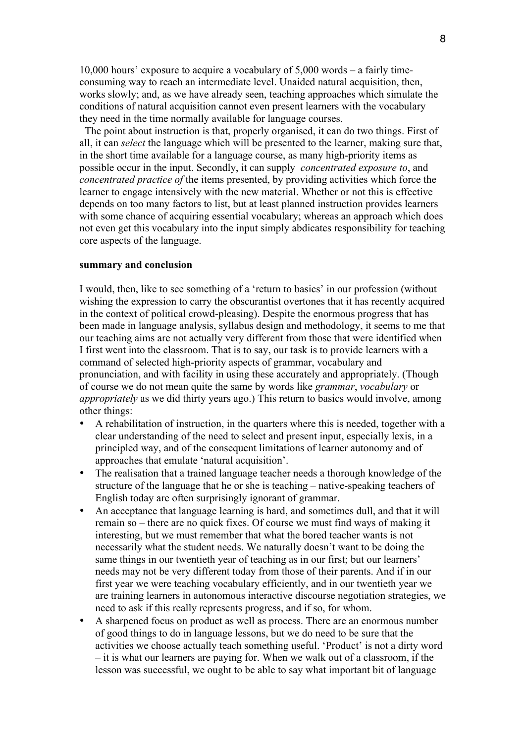10,000 hours' exposure to acquire a vocabulary of 5,000 words – a fairly time-consuming way to reach an intermediate level. Unaided natural acquisition, then, works slowly; and, as we have already seen, teaching approaches which simulate the conditions of natural acquisition cannot even present learners with the vocabulary they need in the time normally available for language courses.

The point about instruction is that, properly organised, it can do two things. First of all, it can *select* the language which will be presented to the learner, making sure that, in the short time available for a language course, as many high-priority items as possible occur in the input. Secondly, it can supply *concentrated exposure to*, and *concentrated practice of* the items presented, by providing activities which force the learner to engage intensively with the new material. Whether or not this is effective depends on too many factors to list, but at least planned instruction provides learners with some chance of acquiring essential vocabulary; whereas an approach which does not even get this vocabulary into the input simply abdicates responsibility for teaching core aspects of the language.

**summary and conclusion**

I would, then, like to see something of a 'return to basics' in our profession (without wishing the expression to carry the obscurantist overtones that it has recently acquired in the context of political crowd-pleasing). Despite the enormous progress that has been made in language analysis, syllabus design and methodology, it seems to me that our teaching aims are not actually very different from those that were identified when I first went into the classroom. That is to say, our task is to provide learners with a command of selected high-priority aspects of grammar, vocabulary and pronunciation, and with facility in using these accurately and appropriately. (Though of course we do not mean quite the same by words like *grammar*, *vocabulary* or *appropriately* as we did thirty years ago.) This return to basics would involve, among other things:

- A rehabilitation of instruction, in the quarters where this is needed, together with a clear understanding of the need to select and present input, especially lexis, in a principled way, and of the consequent limitations of learner autonomy and of approaches that emulate 'natural acquisition'.
- The realisation that a trained language teacher needs a thorough knowledge of the structure of the language that he or she is teaching – native-speaking teachers of English today are often surprisingly ignorant of grammar.
- An acceptance that language learning is hard, and sometimes dull, and that it will remain so – there are no quick fixes. Of course we must find ways of making it interesting, but we must remember that what the bored teacher wants is not necessarily what the student needs. We naturally doesn't want to be doing the same things in our twentieth year of teaching as in our first; but our learners' needs may not be very different today from those of their parents. And if in our first year we were teaching vocabulary efficiently, and in our twentieth year we are training learners in autonomous interactive discourse negotiation strategies, we need to ask if this really represents progress, and if so, for whom.
- A sharpened focus on product as well as process. There are an enormous number of good things to do in language lessons, but we do need to be sure that the activities we choose actually teach something useful. 'Product' is not a dirty word – it is what our learners are paying for. When we walk out of a classroom, if the lesson was successful, we ought to be able to say what important bit of language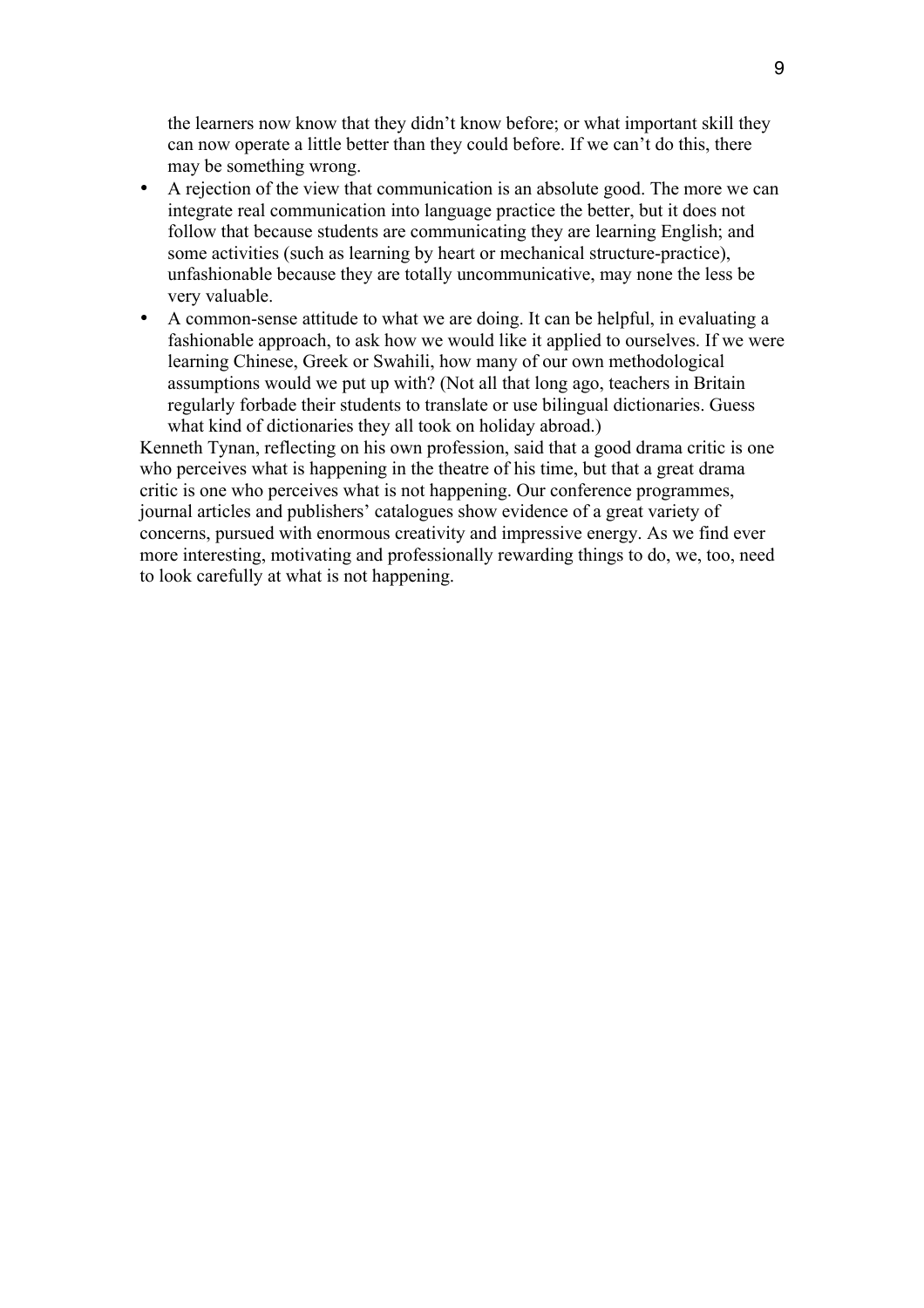the learners now know that they didn't know before; or what important skill they can now operate a little better than they could before. If we can't do this, there may be something wrong.

- A rejection of the view that communication is an absolute good. The more we can integrate real communication into language practice the better, but it does not follow that because students are communicating they are learning English; and some activities (such as learning by heart or mechanical structure-practice), unfashionable because they are totally uncommunicative, may none the less be very valuable.
- A common-sense attitude to what we are doing. It can be helpful, in evaluating a fashionable approach, to ask how we would like it applied to ourselves. If we were learning Chinese, Greek or Swahili, how many of our own methodological assumptions would we put up with? (Not all that long ago, teachers in Britain regularly forbade their students to translate or use bilingual dictionaries. Guess what kind of dictionaries they all took on holiday abroad.)

Kenneth Tynan, reflecting on his own profession, said that a good drama critic is one who perceives what is happening in the theatre of his time, but that a great drama critic is one who perceives what is not happening. Our conference programmes, journal articles and publishers' catalogues show evidence of a great variety of concerns, pursued with enormous creativity and impressive energy. As we find ever more interesting, motivating and professionally rewarding things to do, we, too, need to look carefully at what is not happening.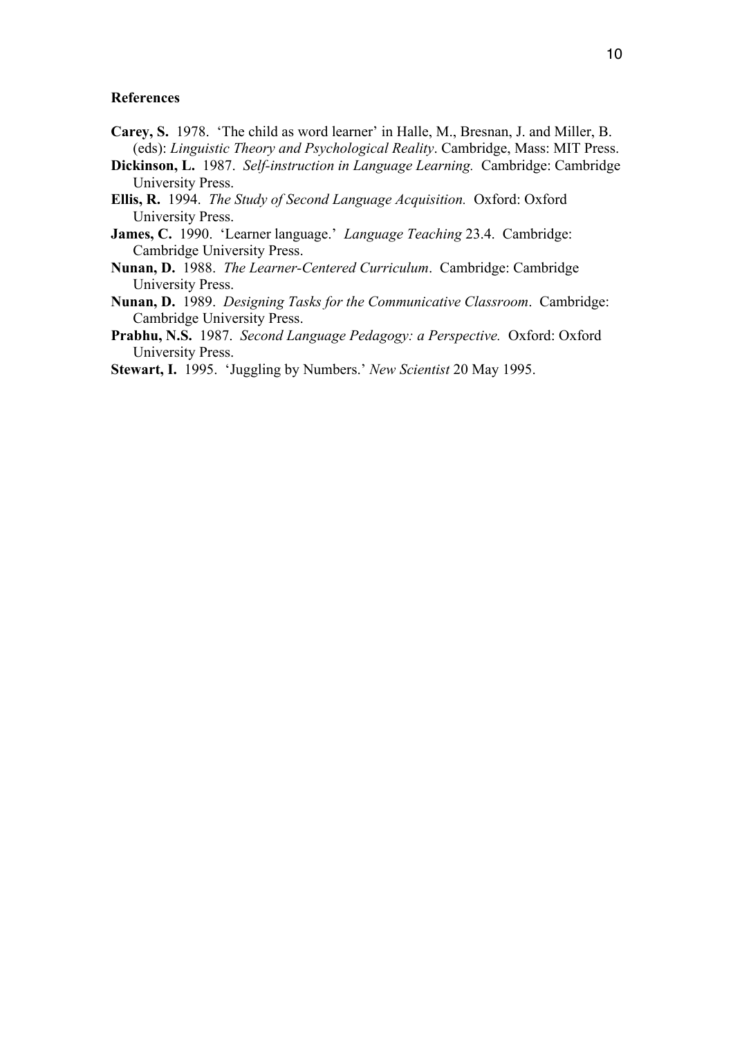**References**

**Carey, S.** 1978. 'The child as word learner' in Halle, M., Bresnan, J. and Miller, B. (eds): *Linguistic Theory and Psychological Reality*. Cambridge, Mass: MIT Press.

**Dickinson, L.** 1987. *Self-instruction in Language Learning.* Cambridge: Cambridge University Press.

**Ellis, R.** 1994. *The Study of Second Language Acquisition.* Oxford: Oxford University Press.

**James, C.** 1990. 'Learner language.' *Language Teaching* 23.4. Cambridge: Cambridge University Press.

**Nunan, D.** 1988. *The Learner-Centered Curriculum*. Cambridge: Cambridge University Press.

**Nunan, D.** 1989. *Designing Tasks for the Communicative Classroom*. Cambridge: Cambridge University Press.

**Prabhu, N.S.** 1987. *Second Language Pedagogy: a Perspective.* Oxford: Oxford University Press.

**Stewart, I.** 1995. 'Juggling by Numbers.' *New Scientist* 20 May 1995.